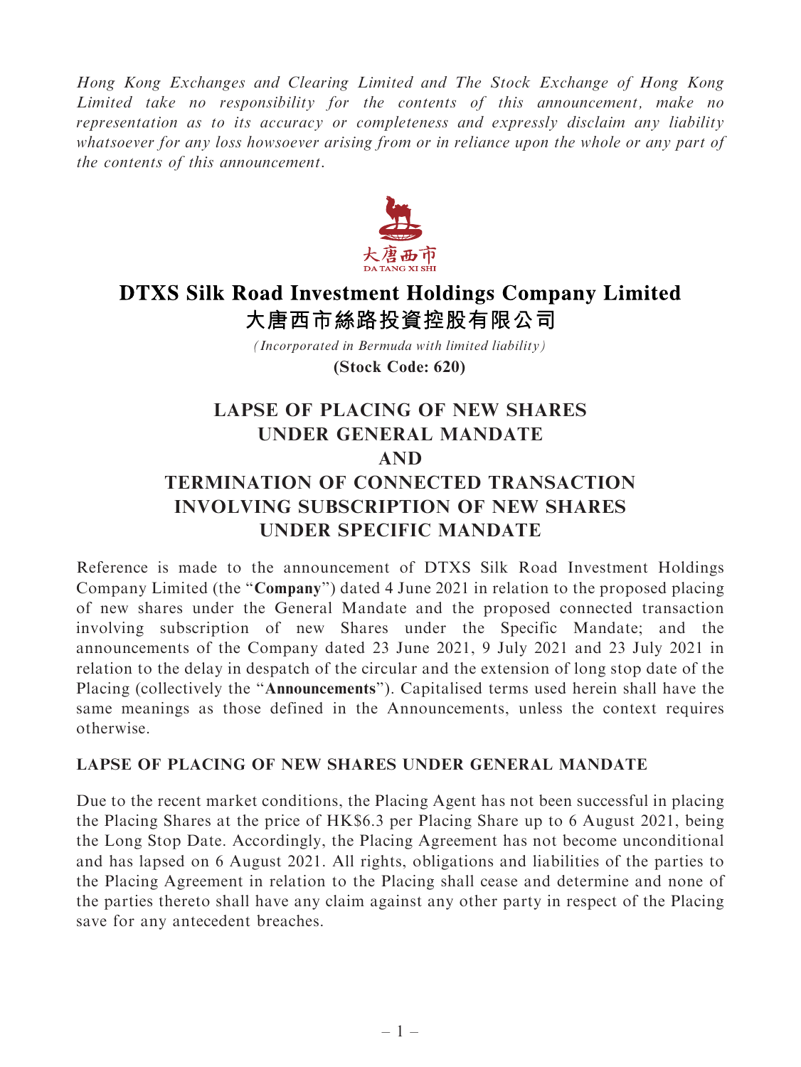*Hong Kong Exchanges and Clearing Limited and The Stock Exchange of Hong Kong Limited take no responsibility for the contents of this announcement, make no representation as to its accuracy or completeness and expressly disclaim any liability whatsoever for any loss howsoever arising from or in reliance upon the whole or any part of the contents of this announcement.*

# DTXS Silk Road Investment Holdings Company Limited
# 大唐西市絲路投資控股有限公司

*(Incorporated in Bermuda with limited liability)*

**(Stock Code: 620)**

## LAPSE OF PLACING OF NEW SHARES UNDER GENERAL MANDATE AND TERMINATION OF CONNECTED TRANSACTION INVOLVING SUBSCRIPTION OF NEW SHARES UNDER SPECIFIC MANDATE

Reference is made to the announcement of DTXS Silk Road Investment Holdings Company Limited (the "**Company**") dated 4 June 2021 in relation to the proposed placing of new shares under the General Mandate and the proposed connected transaction involving subscription of new Shares under the Specific Mandate; and the announcements of the Company dated 23 June 2021, 9 July 2021 and 23 July 2021 in relation to the delay in despatch of the circular and the extension of long stop date of the Placing (collectively the "**Announcements**"). Capitalised terms used herein shall have the same meanings as those defined in the Announcements, unless the context requires otherwise.

### LAPSE OF PLACING OF NEW SHARES UNDER GENERAL MANDATE

Due to the recent market conditions, the Placing Agent has not been successful in placing the Placing Shares at the price of HK$6.3 per Placing Share up to 6 August 2021, being the Long Stop Date. Accordingly, the Placing Agreement has not become unconditional and has lapsed on 6 August 2021. All rights, obligations and liabilities of the parties to the Placing Agreement in relation to the Placing shall cease and determine and none of the parties thereto shall have any claim against any other party in respect of the Placing save for any antecedent breaches.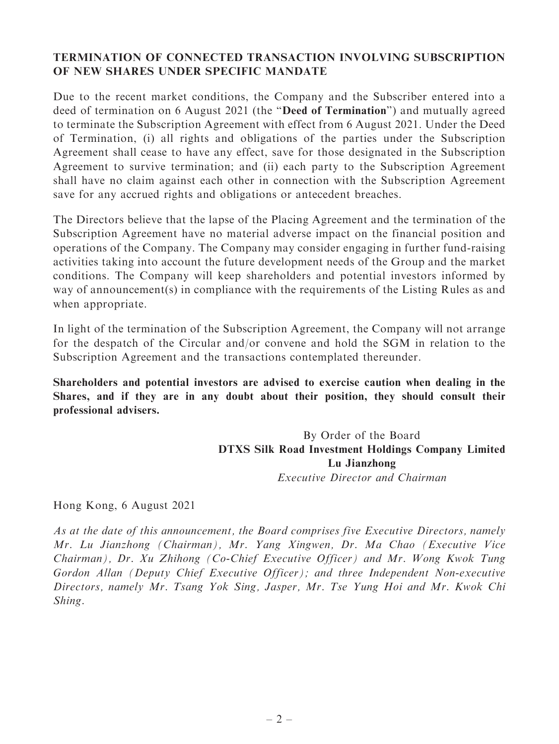## TERMINATION OF CONNECTED TRANSACTION INVOLVING SUBSCRIPTION OF NEW SHARES UNDER SPECIFIC MANDATE

Due to the recent market conditions, the Company and the Subscriber entered into a deed of termination on 6 August 2021 (the "**Deed of Termination**") and mutually agreed to terminate the Subscription Agreement with effect from 6 August 2021. Under the Deed of Termination, (i) all rights and obligations of the parties under the Subscription Agreement shall cease to have any effect, save for those designated in the Subscription Agreement to survive termination; and (ii) each party to the Subscription Agreement shall have no claim against each other in connection with the Subscription Agreement save for any accrued rights and obligations or antecedent breaches.

The Directors believe that the lapse of the Placing Agreement and the termination of the Subscription Agreement have no material adverse impact on the financial position and operations of the Company. The Company may consider engaging in further fund-raising activities taking into account the future development needs of the Group and the market conditions. The Company will keep shareholders and potential investors informed by way of announcement(s) in compliance with the requirements of the Listing Rules as and when appropriate.

In light of the termination of the Subscription Agreement, the Company will not arrange for the despatch of the Circular and/or convene and hold the SGM in relation to the Subscription Agreement and the transactions contemplated thereunder.

**Shareholders and potential investors are advised to exercise caution when dealing in the Shares, and if they are in any doubt about their position, they should consult their professional advisers.**

By Order of the Board
**DTXS Silk Road Investment Holdings Company Limited**
**Lu Jianzhong**
*Executive Director and Chairman*

Hong Kong, 6 August 2021

*As at the date of this announcement, the Board comprises five Executive Directors, namely Mr. Lu Jianzhong (Chairman), Mr. Yang Xingwen, Dr. Ma Chao (Executive Vice Chairman), Dr. Xu Zhihong (Co-Chief Executive Officer) and Mr. Wong Kwok Tung Gordon Allan (Deputy Chief Executive Officer); and three Independent Non-executive Directors, namely Mr. Tsang Yok Sing, Jasper, Mr. Tse Yung Hoi and Mr. Kwok Chi Shing.*